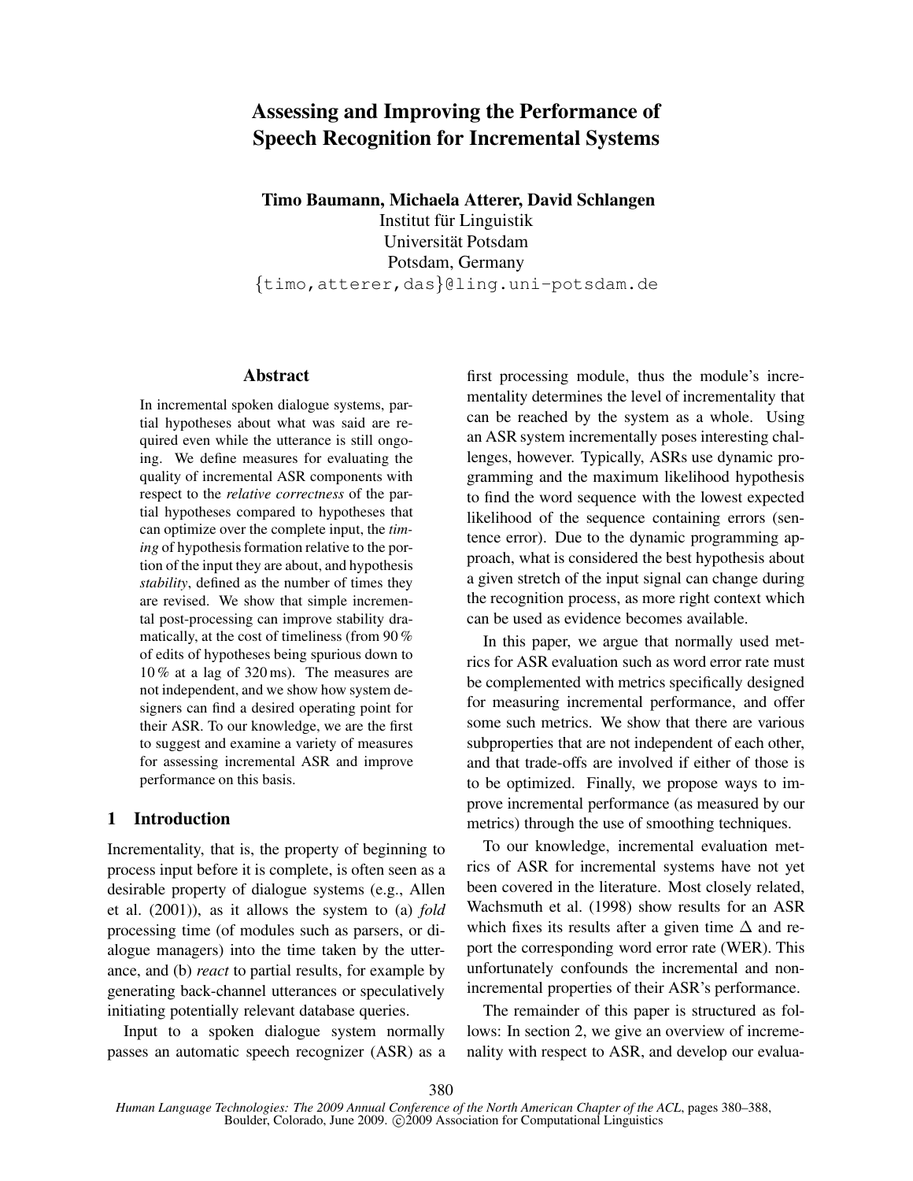# Assessing and Improving the Performance of Speech Recognition for Incremental Systems

**Timo Baumann, Michaela Atterer, David Schlangen**
Institut für Linguistik
Universität Potsdam
Potsdam, Germany
{timo,atterer,das}@ling.uni-potsdam.de

## Abstract

In incremental spoken dialogue systems, partial hypotheses about what was said are required even while the utterance is still ongoing. We define measures for evaluating the quality of incremental ASR components with respect to the *relative correctness* of the partial hypotheses compared to hypotheses that can optimize over the complete input, the *timing* of hypothesis formation relative to the portion of the input they are about, and hypothesis *stability*, defined as the number of times they are revised. We show that simple incremental post-processing can improve stability dramatically, at the cost of timeliness (from 90 % of edits of hypotheses being spurious down to 10 % at a lag of 320 ms). The measures are not independent, and we show how system designers can find a desired operating point for their ASR. To our knowledge, we are the first to suggest and examine a variety of measures for assessing incremental ASR and improve performance on this basis.

## 1 Introduction

Incrementality, that is, the property of beginning to process input before it is complete, is often seen as a desirable property of dialogue systems (e.g., Allen et al. (2001)), as it allows the system to (a) *fold* processing time (of modules such as parsers, or dialogue managers) into the time taken by the utterance, and (b) *react* to partial results, for example by generating back-channel utterances or speculatively initiating potentially relevant database queries.

Input to a spoken dialogue system normally passes an automatic speech recognizer (ASR) as a first processing module, thus the module's incrementality determines the level of incrementality that can be reached by the system as a whole. Using an ASR system incrementally poses interesting challenges, however. Typically, ASRs use dynamic programming and the maximum likelihood hypothesis to find the word sequence with the lowest expected likelihood of the sequence containing errors (sentence error). Due to the dynamic programming approach, what is considered the best hypothesis about a given stretch of the input signal can change during the recognition process, as more right context which can be used as evidence becomes available.

In this paper, we argue that normally used metrics for ASR evaluation such as word error rate must be complemented with metrics specifically designed for measuring incremental performance, and offer some such metrics. We show that there are various subproperties that are not independent of each other, and that trade-offs are involved if either of those is to be optimized. Finally, we propose ways to improve incremental performance (as measured by our metrics) through the use of smoothing techniques.

To our knowledge, incremental evaluation metrics of ASR for incremental systems have not yet been covered in the literature. Most closely related, Wachsmuth et al. (1998) show results for an ASR which fixes its results after a given time $\Delta$ and report the corresponding word error rate (WER). This unfortunately confounds the incremental and non-incremental properties of their ASR's performance.

The remainder of this paper is structured as follows: In section 2, we give an overview of increme-nality with respect to ASR, and develop our evalua-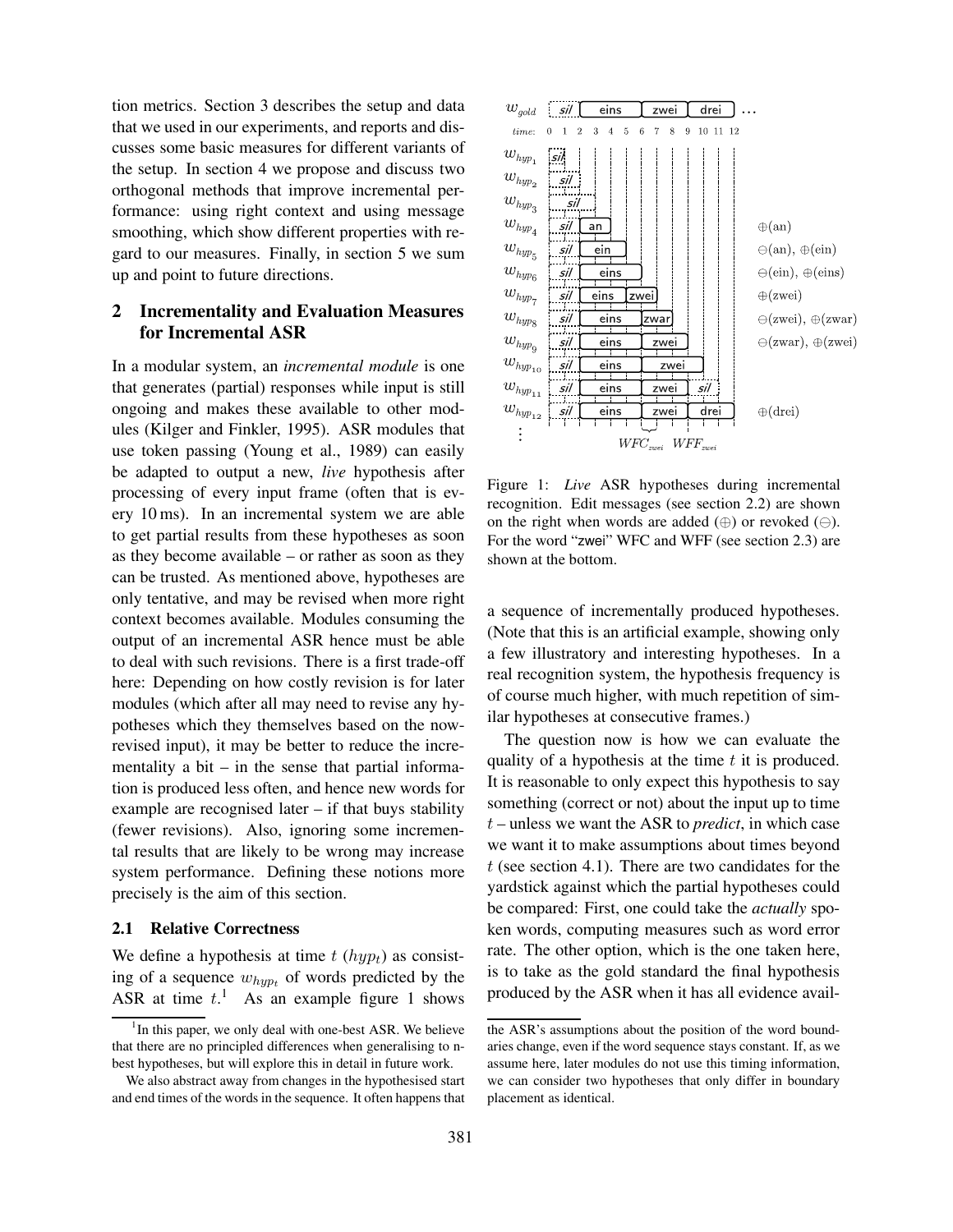tion metrics. Section 3 describes the setup and data that we used in our experiments, and reports and discusses some basic measures for different variants of the setup. In section 4 we propose and discuss two orthogonal methods that improve incremental performance: using right context and using message smoothing, which show different properties with regard to our measures. Finally, in section 5 we sum up and point to future directions.

## 2 Incrementality and Evaluation Measures for Incremental ASR

In a modular system, an *incremental module* is one that generates (partial) responses while input is still ongoing and makes these available to other modules (Kilger and Finkler, 1995). ASR modules that use token passing (Young et al., 1989) can easily be adapted to output a new, *live* hypothesis after processing of every input frame (often that is every 10 ms). In an incremental system we are able to get partial results from these hypotheses as soon as they become available – or rather as soon as they can be trusted. As mentioned above, hypotheses are only tentative, and may be revised when more right context becomes available. Modules consuming the output of an incremental ASR hence must be able to deal with such revisions. There is a first trade-off here: Depending on how costly revision is for later modules (which after all may need to revise any hypotheses which they themselves based on the now-revised input), it may be better to reduce the incrementality a bit – in the sense that partial information is produced less often, and hence new words for example are recognised later – if that buys stability (fewer revisions). Also, ignoring some incremental results that are likely to be wrong may increase system performance. Defining these notions more precisely is the aim of this section.

### 2.1 Relative Correctness

We define a hypothesis at time $t$ ($hyp_t$) as consisting of a sequence $w_{hyp_t}$ of words predicted by the ASR at time $t$.[1] As an example figure 1 shows

Figure 1: *Live* ASR hypotheses during incremental recognition. Edit messages (see section 2.2) are shown on the right when words are added (⊕) or revoked (⊖). For the word "zwei" WFC and WFF (see section 2.3) are shown at the bottom.

a sequence of incrementally produced hypotheses. (Note that this is an artificial example, showing only a few illustratory and interesting hypotheses. In a real recognition system, the hypothesis frequency is of course much higher, with much repetition of similar hypotheses at consecutive frames.)

The question now is how we can evaluate the quality of a hypothesis at the time $t$ it is produced. It is reasonable to only expect this hypothesis to say something (correct or not) about the input up to time $t$ – unless we want the ASR to *predict*, in which case we want it to make assumptions about times beyond $t$ (see section 4.1). There are two candidates for the yardstick against which the partial hypotheses could be compared: First, one could take the *actually* spoken words, computing measures such as word error rate. The other option, which is the one taken here, is to take as the gold standard the final hypothesis produced by the ASR when it has all evidence avail-

[1] In this paper, we only deal with one-best ASR. We believe that there are no principled differences when generalising to n-best hypotheses, but will explore this in detail in future work.

We also abstract away from changes in the hypothesised start and end times of the words in the sequence. It often happens that the ASR's assumptions about the position of the word boundaries change, even if the word sequence stays constant. If, as we assume here, later modules do not use this timing information, we can consider two hypotheses that only differ in boundary placement as identical.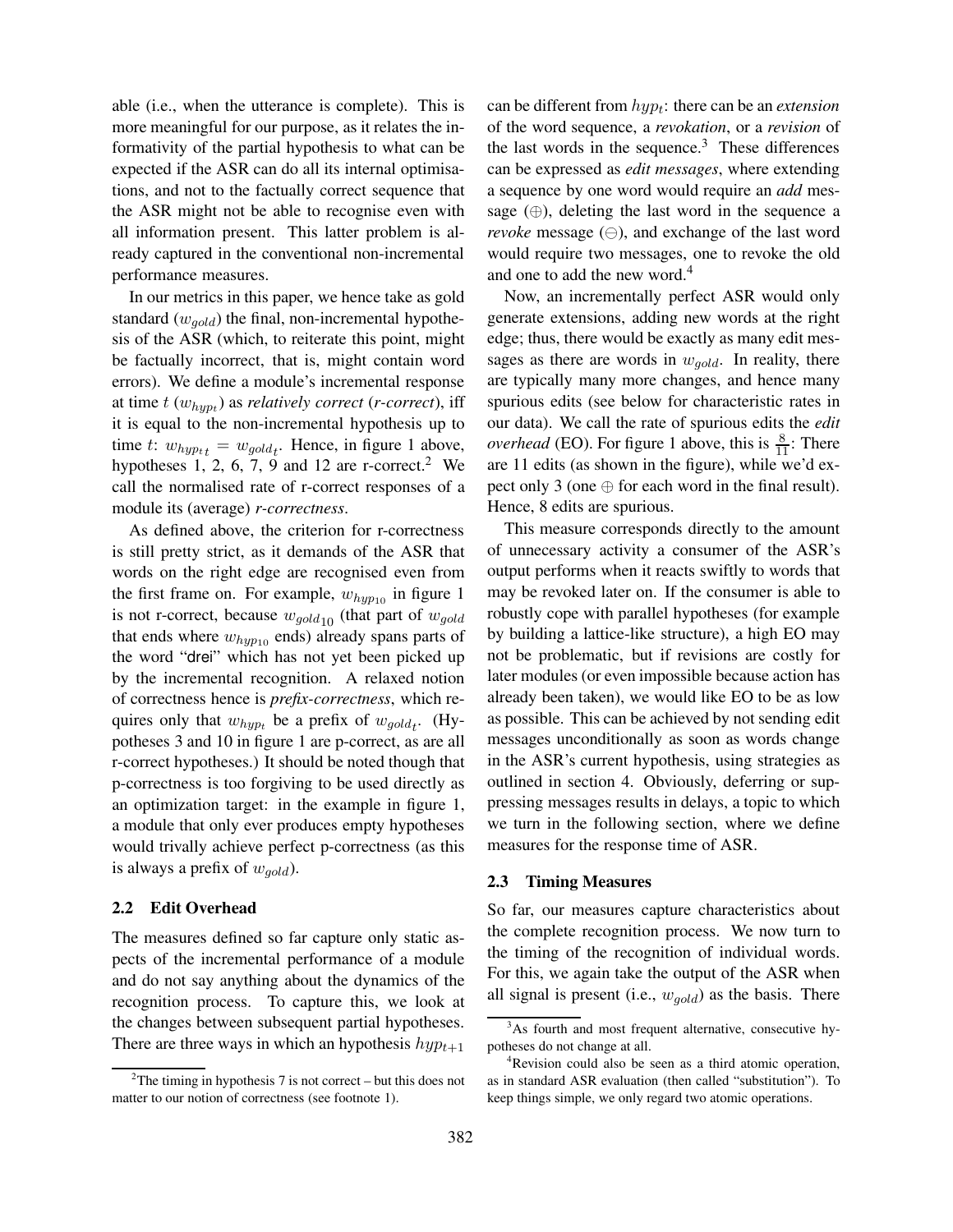able (i.e., when the utterance is complete). This is more meaningful for our purpose, as it relates the informativity of the partial hypothesis to what can be expected if the ASR can do all its internal optimisations, and not to the factually correct sequence that the ASR might not be able to recognise even with all information present. This latter problem is already captured in the conventional non-incremental performance measures.

In our metrics in this paper, we hence take as gold standard ($w_{gold}$) the final, non-incremental hypothesis of the ASR (which, to reiterate this point, might be factually incorrect, that is, might contain word errors). We define a module's incremental response at time $t$ ($w_{hyp_t}$) as *relatively correct* (*r-correct*), iff it is equal to the non-incremental hypothesis up to time $t$: $w_{hyp_t t} = w_{gold_t}$. Hence, in figure 1 above, hypotheses 1, 2, 6, 7, 9 and 12 are r-correct.[2] We call the normalised rate of r-correct responses of a module its (average) *r-correctness*.

As defined above, the criterion for r-correctness is still pretty strict, as it demands of the ASR that words on the right edge are recognised even from the first frame on. For example, $w_{hyp_{10}}$ in figure 1 is not r-correct, because $w_{gold_{10}}$ (that part of $w_{gold}$ that ends where $w_{hyp_{10}}$ ends) already spans parts of the word "drei" which has not yet been picked up by the incremental recognition. A relaxed notion of correctness hence is *prefix-correctness*, which requires only that $w_{hyp_t}$ be a prefix of $w_{gold_t}$. (Hypotheses 3 and 10 in figure 1 are p-correct, as are all r-correct hypotheses.) It should be noted though that p-correctness is too forgiving to be used directly as an optimization target: in the example in figure 1, a module that only ever produces empty hypotheses would trivally achieve perfect p-correctness (as this is always a prefix of $w_{gold}$).

### 2.2 Edit Overhead

The measures defined so far capture only static aspects of the incremental performance of a module and do not say anything about the dynamics of the recognition process. To capture this, we look at the changes between subsequent partial hypotheses. There are three ways in which an hypothesis $hyp_{t+1}$ can be different from $hyp_t$: there can be an *extension* of the word sequence, a *revokation*, or a *revision* of the last words in the sequence.[3] These differences can be expressed as *edit messages*, where extending a sequence by one word would require an *add* message ($\oplus$), deleting the last word in the sequence a *revoke* message ($\ominus$), and exchange of the last word would require two messages, one to revoke the old and one to add the new word.[4]

Now, an incrementally perfect ASR would only generate extensions, adding new words at the right edge; thus, there would be exactly as many edit messages as there are words in $w_{gold}$. In reality, there are typically many more changes, and hence many spurious edits (see below for characteristic rates in our data). We call the rate of spurious edits the *edit overhead* (EO). For figure 1 above, this is $\frac{8}{11}$: There are 11 edits (as shown in the figure), while we'd expect only 3 (one $\oplus$ for each word in the final result). Hence, 8 edits are spurious.

This measure corresponds directly to the amount of unnecessary activity a consumer of the ASR's output performs when it reacts swiftly to words that may be revoked later on. If the consumer is able to robustly cope with parallel hypotheses (for example by building a lattice-like structure), a high EO may not be problematic, but if revisions are costly for later modules (or even impossible because action has already been taken), we would like EO to be as low as possible. This can be achieved by not sending edit messages unconditionally as soon as words change in the ASR's current hypothesis, using strategies as outlined in section 4. Obviously, deferring or suppressing messages results in delays, a topic to which we turn in the following section, where we define measures for the response time of ASR.

### 2.3 Timing Measures

So far, our measures capture characteristics about the complete recognition process. We now turn to the timing of the recognition of individual words. For this, we again take the output of the ASR when all signal is present (i.e., $w_{gold}$) as the basis. There

[2] The timing in hypothesis 7 is not correct – but this does not matter to our notion of correctness (see footnote 1).

[3] As fourth and most frequent alternative, consecutive hypotheses do not change at all.

[4] Revision could also be seen as a third atomic operation, as in standard ASR evaluation (then called "substitution"). To keep things simple, we only regard two atomic operations.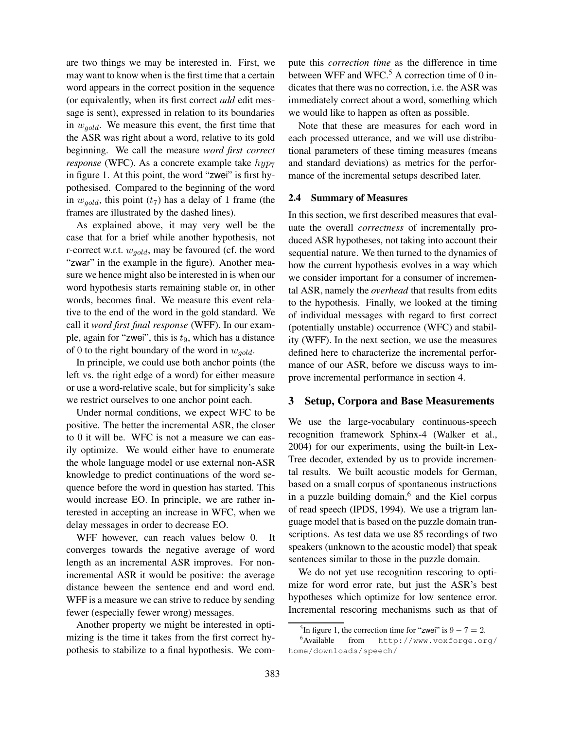are two things we may be interested in. First, we may want to know when is the first time that a certain word appears in the correct position in the sequence (or equivalently, when its first correct *add* edit message is sent), expressed in relation to its boundaries in $w_{gold}$. We measure this event, the first time that the ASR was right about a word, relative to its gold beginning. We call the measure *word first correct response* (WFC). As a concrete example take $hyp_7$ in figure 1. At this point, the word "zwei" is first hypothesised. Compared to the beginning of the word in $w_{gold}$, this point ($t_7$) has a delay of 1 frame (the frames are illustrated by the dashed lines).

As explained above, it may very well be the case that for a brief while another hypothesis, not r-correct w.r.t. $w_{gold}$, may be favoured (cf. the word "zwar" in the example in the figure). Another measure we hence might also be interested in is when our word hypothesis starts remaining stable or, in other words, becomes final. We measure this event relative to the end of the word in the gold standard. We call it *word first final response* (WFF). In our example, again for "zwei", this is $t_9$, which has a distance of 0 to the right boundary of the word in $w_{gold}$.

In principle, we could use both anchor points (the left vs. the right edge of a word) for either measure or use a word-relative scale, but for simplicity's sake we restrict ourselves to one anchor point each.

Under normal conditions, we expect WFC to be positive. The better the incremental ASR, the closer to 0 it will be. WFC is not a measure we can easily optimize. We would either have to enumerate the whole language model or use external non-ASR knowledge to predict continuations of the word sequence before the word in question has started. This would increase EO. In principle, we are rather interested in accepting an increase in WFC, when we delay messages in order to decrease EO.

WFF however, can reach values below 0. It converges towards the negative average of word length as an incremental ASR improves. For non-incremental ASR it would be positive: the average distance beween the sentence end and word end. WFF is a measure we can strive to reduce by sending fewer (especially fewer wrong) messages.

Another property we might be interested in optimizing is the time it takes from the first correct hypothesis to stabilize to a final hypothesis. We compute this *correction time* as the difference in time between WFF and WFC.[5] A correction time of 0 indicates that there was no correction, i.e. the ASR was immediately correct about a word, something which we would like to happen as often as possible.

Note that these are measures for each word in each processed utterance, and we will use distributional parameters of these timing measures (means and standard deviations) as metrics for the performance of the incremental setups described later.

### 2.4 Summary of Measures

In this section, we first described measures that evaluate the overall *correctness* of incrementally produced ASR hypotheses, not taking into account their sequential nature. We then turned to the dynamics of how the current hypothesis evolves in a way which we consider important for a consumer of incremental ASR, namely the *overhead* that results from edits to the hypothesis. Finally, we looked at the timing of individual messages with regard to first correct (potentially unstable) occurrence (WFC) and stability (WFF). In the next section, we use the measures defined here to characterize the incremental performance of our ASR, before we discuss ways to improve incremental performance in section 4.

## 3 Setup, Corpora and Base Measurements

We use the large-vocabulary continuous-speech recognition framework Sphinx-4 (Walker et al., 2004) for our experiments, using the built-in Lex-Tree decoder, extended by us to provide incremental results. We built acoustic models for German, based on a small corpus of spontaneous instructions in a puzzle building domain,[6] and the Kiel corpus of read speech (IPDS, 1994). We use a trigram language model that is based on the puzzle domain transcriptions. As test data we use 85 recordings of two speakers (unknown to the acoustic model) that speak sentences similar to those in the puzzle domain.

We do not yet use recognition rescoring to optimize for word error rate, but just the ASR's best hypotheses which optimize for low sentence error. Incremental rescoring mechanisms such as that of

[5] In figure 1, the correction time for "zwei" is $9 - 7 = 2$.

[6] Available from http://www.voxforge.org/home/downloads/speech/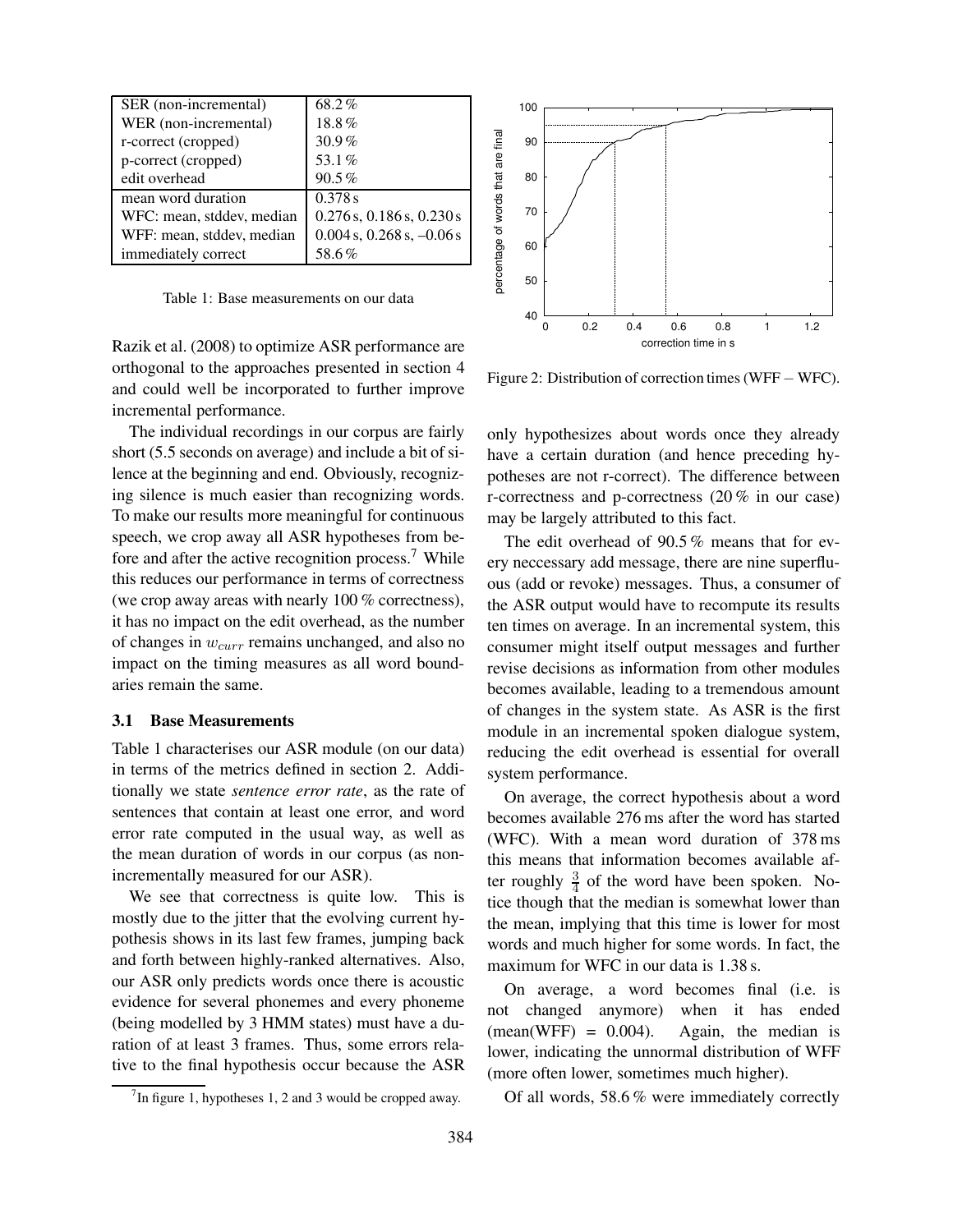| | |
|---|---|
| SER (non-incremental) | 68.2 % |
| WER (non-incremental) | 18.8 % |
| r-correct (cropped) | 30.9 % |
| p-correct (cropped) | 53.1 % |
| edit overhead | 90.5 % |
| mean word duration | 0.378 s |
| WFC: mean, stddev, median | 0.276 s, 0.186 s, 0.230 s |
| WFF: mean, stddev, median | 0.004 s, 0.268 s, –0.06 s |
| immediately correct | 58.6 % |

Table 1: Base measurements on our data

Razik et al. (2008) to optimize ASR performance are orthogonal to the approaches presented in section 4 and could well be incorporated to further improve incremental performance.

The individual recordings in our corpus are fairly short (5.5 seconds on average) and include a bit of silence at the beginning and end. Obviously, recognizing silence is much easier than recognizing words. To make our results more meaningful for continuous speech, we crop away all ASR hypotheses from before and after the active recognition process.[7] While this reduces our performance in terms of correctness (we crop away areas with nearly 100 % correctness), it has no impact on the edit overhead, as the number of changes in $w_{curr}$ remains unchanged, and also no impact on the timing measures as all word boundaries remain the same.

### 3.1 Base Measurements

Table 1 characterises our ASR module (on our data) in terms of the metrics defined in section 2. Additionally we state *sentence error rate*, as the rate of sentences that contain at least one error, and word error rate computed in the usual way, as well as the mean duration of words in our corpus (as non-incrementally measured for our ASR).

We see that correctness is quite low. This is mostly due to the jitter that the evolving current hypothesis shows in its last few frames, jumping back and forth between highly-ranked alternatives. Also, our ASR only predicts words once there is acoustic evidence for several phonemes and every phoneme (being modelled by 3 HMM states) must have a duration of at least 3 frames. Thus, some errors relative to the final hypothesis occur because the ASR only hypothesizes about words once they already have a certain duration (and hence preceding hypotheses are not r-correct). The difference between r-correctness and p-correctness (20 % in our case) may be largely attributed to this fact.

[7] In figure 1, hypotheses 1, 2 and 3 would be cropped away.

Figure 2: Distribution of correction times (WFF − WFC).

The edit overhead of 90.5 % means that for every neccessary add message, there are nine superfluous (add or revoke) messages. Thus, a consumer of the ASR output would have to recompute its results ten times on average. In an incremental system, this consumer might itself output messages and further revise decisions as information from other modules becomes available, leading to a tremendous amount of changes in the system state. As ASR is the first module in an incremental spoken dialogue system, reducing the edit overhead is essential for overall system performance.

On average, the correct hypothesis about a word becomes available 276 ms after the word has started (WFC). With a mean word duration of 378 ms this means that information becomes available after roughly $\frac{3}{4}$ of the word have been spoken. Notice though that the median is somewhat lower than the mean, implying that this time is lower for most words and much higher for some words. In fact, the maximum for WFC in our data is 1.38 s.

On average, a word becomes final (i.e. is not changed anymore) when it has ended (mean(WFF) = 0.004). Again, the median is lower, indicating the unnormal distribution of WFF (more often lower, sometimes much higher).

Of all words, 58.6 % were immediately correctly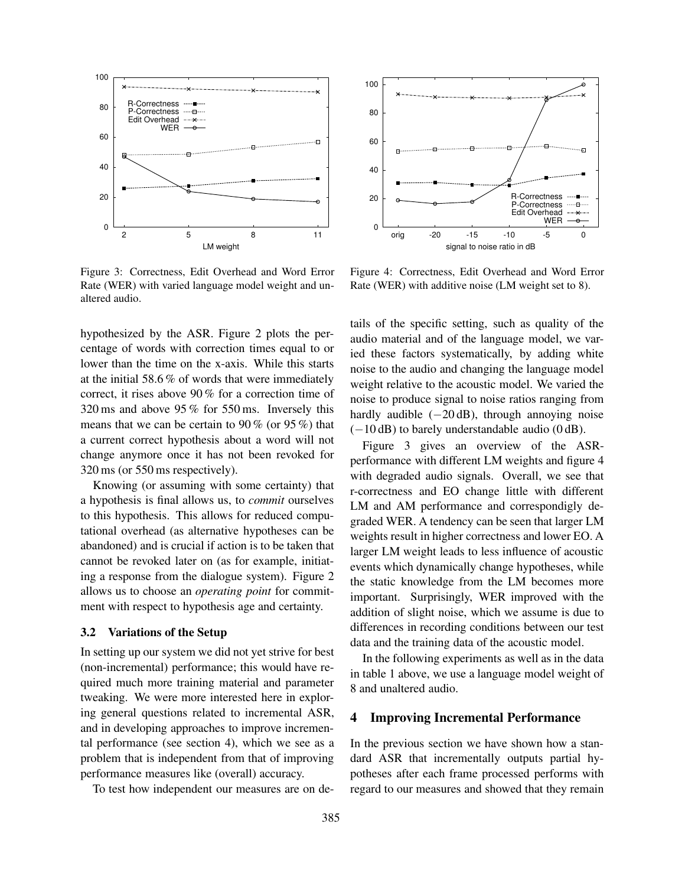Figure 3: Correctness, Edit Overhead and Word Error Rate (WER) with varied language model weight and unaltered audio.

Figure 4: Correctness, Edit Overhead and Word Error Rate (WER) with additive noise (LM weight set to 8).

hypothesized by the ASR. Figure 2 plots the percentage of words with correction times equal to or lower than the time on the x-axis. While this starts at the initial 58.6 % of words that were immediately correct, it rises above 90 % for a correction time of 320 ms and above 95 % for 550 ms. Inversely this means that we can be certain to 90 % (or 95 %) that a current correct hypothesis about a word will not change anymore once it has not been revoked for 320 ms (or 550 ms respectively).

Knowing (or assuming with some certainty) that a hypothesis is final allows us, to *commit* ourselves to this hypothesis. This allows for reduced computational overhead (as alternative hypotheses can be abandoned) and is crucial if action is to be taken that cannot be revoked later on (as for example, initiating a response from the dialogue system). Figure 2 allows us to choose an *operating point* for commitment with respect to hypothesis age and certainty.

### 3.2 Variations of the Setup

In setting up our system we did not yet strive for best (non-incremental) performance; this would have required much more training material and parameter tweaking. We were more interested here in exploring general questions related to incremental ASR, and in developing approaches to improve incremental performance (see section 4), which we see as a problem that is independent from that of improving performance measures like (overall) accuracy.

To test how independent our measures are on details of the specific setting, such as quality of the audio material and of the language model, we varied these factors systematically, by adding white noise to the audio and changing the language model weight relative to the acoustic model. We varied the noise to produce signal to noise ratios ranging from hardly audible ($-20$ dB), through annoying noise ($-10$ dB) to barely understandable audio (0 dB).

Figure 3 gives an overview of the ASR-performance with different LM weights and figure 4 with degraded audio signals. Overall, we see that r-correctness and EO change little with different LM and AM performance and correspondigly degraded WER. A tendency can be seen that larger LM weights result in higher correctness and lower EO. A larger LM weight leads to less influence of acoustic events which dynamically change hypotheses, while the static knowledge from the LM becomes more important. Surprisingly, WER improved with the addition of slight noise, which we assume is due to differences in recording conditions between our test data and the training data of the acoustic model.

In the following experiments as well as in the data in table 1 above, we use a language model weight of 8 and unaltered audio.

## 4 Improving Incremental Performance

In the previous section we have shown how a standard ASR that incrementally outputs partial hypotheses after each frame processed performs with regard to our measures and showed that they remain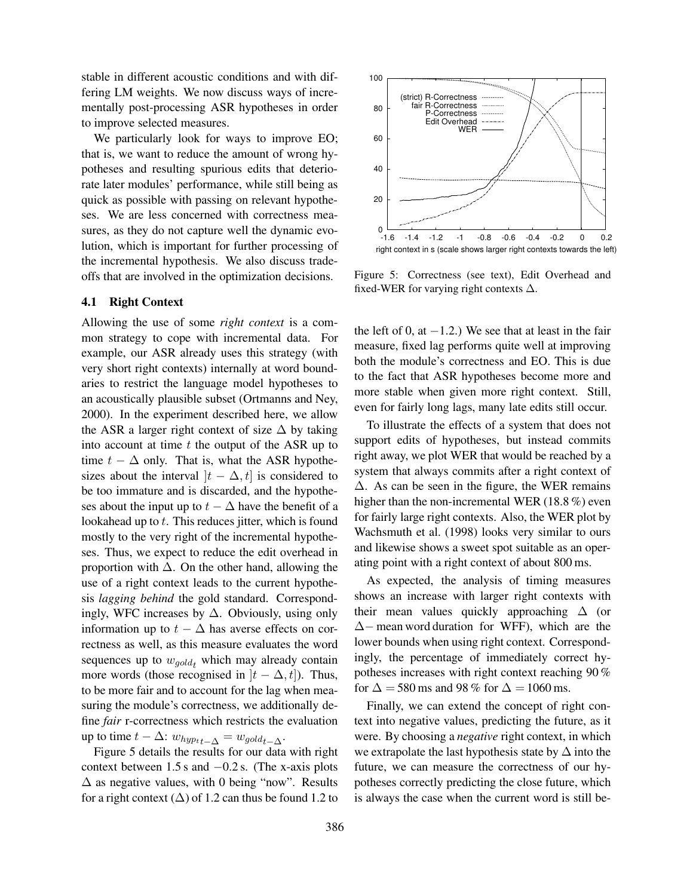stable in different acoustic conditions and with differing LM weights. We now discuss ways of incrementally post-processing ASR hypotheses in order to improve selected measures.

We particularly look for ways to improve EO; that is, we want to reduce the amount of wrong hypotheses and resulting spurious edits that deteriorate later modules' performance, while still being as quick as possible with passing on relevant hypotheses. We are less concerned with correctness measures, as they do not capture well the dynamic evolution, which is important for further processing of the incremental hypothesis. We also discuss tradeoffs that are involved in the optimization decisions.

### 4.1 Right Context

Allowing the use of some *right context* is a common strategy to cope with incremental data. For example, our ASR already uses this strategy (with very short right contexts) internally at word boundaries to restrict the language model hypotheses to an acoustically plausible subset (Ortmanns and Ney, 2000). In the experiment described here, we allow the ASR a larger right context of size $\Delta$ by taking into account at time $t$ the output of the ASR up to time $t - \Delta$ only. That is, what the ASR hypothesizes about the interval $]t - \Delta, t]$ is considered to be too immature and is discarded, and the hypotheses about the input up to $t - \Delta$ have the benefit of a lookahead up to $t$. This reduces jitter, which is found mostly to the very right of the incremental hypotheses. Thus, we expect to reduce the edit overhead in proportion with $\Delta$. On the other hand, allowing the use of a right context leads to the current hypothesis *lagging behind* the gold standard. Correspondingly, WFC increases by $\Delta$. Obviously, using only information up to $t - \Delta$ has averse effects on correctness as well, as this measure evaluates the word sequences up to $w_{gold_t}$ which may already contain more words (those recognised in $]t - \Delta, t]$). Thus, to be more fair and to account for the lag when measuring the module's correctness, we additionally define *fair* r-correctness which restricts the evaluation up to time $t - \Delta$: $w_{hyp_t}{}_{t-\Delta} = w_{gold_{t-\Delta}}$.

Figure 5 details the results for our data with right context between 1.5 s and $-0.2$ s. (The x-axis plots $\Delta$ as negative values, with 0 being "now". Results for a right context ($\Delta$) of 1.2 can thus be found 1.2 to the left of 0, at $-1.2$.) We see that at least in the fair measure, fixed lag performs quite well at improving both the module's correctness and EO. This is due to the fact that ASR hypotheses become more and more stable when given more right context. Still, even for fairly long lags, many late edits still occur.

Figure 5: Correctness (see text), Edit Overhead and fixed-WER for varying right contexts $\Delta$.

To illustrate the effects of a system that does not support edits of hypotheses, but instead commits right away, we plot WER that would be reached by a system that always commits after a right context of $\Delta$. As can be seen in the figure, the WER remains higher than the non-incremental WER (18.8 %) even for fairly large right contexts. Also, the WER plot by Wachsmuth et al. (1998) looks very similar to ours and likewise shows a sweet spot suitable as an operating point with a right context of about 800 ms.

As expected, the analysis of timing measures shows an increase with larger right contexts with their mean values quickly approaching $\Delta$ (or $\Delta-$ mean word duration for WFF), which are the lower bounds when using right context. Correspondingly, the percentage of immediately correct hypotheses increases with right context reaching 90 % for $\Delta = 580$ ms and 98 % for $\Delta = 1060$ ms.

Finally, we can extend the concept of right context into negative values, predicting the future, as it were. By choosing a *negative* right context, in which we extrapolate the last hypothesis state by $\Delta$ into the future, we can measure the correctness of our hypotheses correctly predicting the close future, which is always the case when the current word is still be-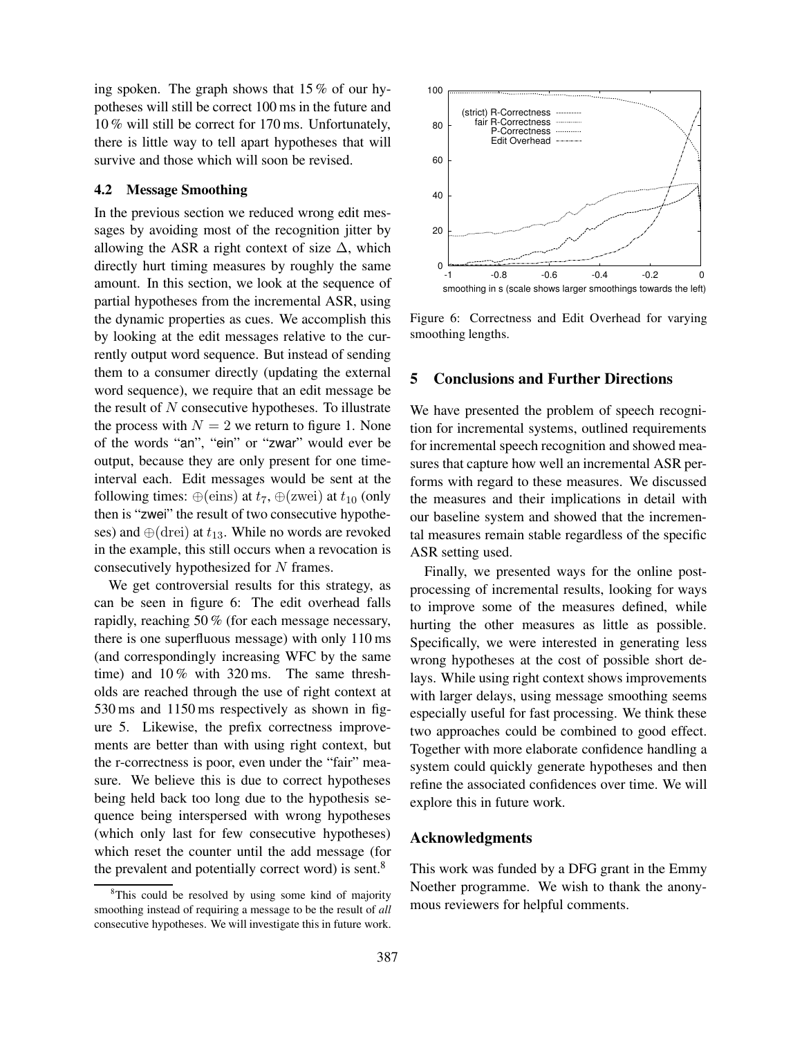ing spoken. The graph shows that 15 % of our hypotheses will still be correct 100 ms in the future and 10 % will still be correct for 170 ms. Unfortunately, there is little way to tell apart hypotheses that will survive and those which will soon be revised.

### 4.2 Message Smoothing

In the previous section we reduced wrong edit messages by avoiding most of the recognition jitter by allowing the ASR a right context of size $\Delta$, which directly hurt timing measures by roughly the same amount. In this section, we look at the sequence of partial hypotheses from the incremental ASR, using the dynamic properties as cues. We accomplish this by looking at the edit messages relative to the currently output word sequence. But instead of sending them to a consumer directly (updating the external word sequence), we require that an edit message be the result of $N$ consecutive hypotheses. To illustrate the process with $N = 2$ we return to figure 1. None of the words "an", "ein" or "zwar" would ever be output, because they are only present for one time-interval each. Edit messages would be sent at the following times: $\oplus(\text{eins})$ at $t_7$, $\oplus(\text{zwei})$ at $t_{10}$ (only then is "zwei" the result of two consecutive hypotheses) and $\oplus(\text{drei})$ at $t_{13}$. While no words are revoked in the example, this still occurs when a revocation is consecutively hypothesized for $N$ frames.

We get controversial results for this strategy, as can be seen in figure 6: The edit overhead falls rapidly, reaching 50 % (for each message necessary, there is one superfluous message) with only 110 ms (and correspondingly increasing WFC by the same time) and 10 % with 320 ms. The same thresholds are reached through the use of right context at 530 ms and 1150 ms respectively as shown in figure 5. Likewise, the prefix correctness improvements are better than with using right context, but the r-correctness is poor, even under the "fair" measure. We believe this is due to correct hypotheses being held back too long due to the hypothesis sequence being interspersed with wrong hypotheses (which only last for few consecutive hypotheses) which reset the counter until the add message (for the prevalent and potentially correct word) is sent.[8]

[8] This could be resolved by using some kind of majority smoothing instead of requiring a message to be the result of *all* consecutive hypotheses. We will investigate this in future work.

Figure 6: Correctness and Edit Overhead for varying smoothing lengths.

## 5 Conclusions and Further Directions

We have presented the problem of speech recognition for incremental systems, outlined requirements for incremental speech recognition and showed measures that capture how well an incremental ASR performs with regard to these measures. We discussed the measures and their implications in detail with our baseline system and showed that the incremental measures remain stable regardless of the specific ASR setting used.

Finally, we presented ways for the online postprocessing of incremental results, looking for ways to improve some of the measures defined, while hurting the other measures as little as possible. Specifically, we were interested in generating less wrong hypotheses at the cost of possible short delays. While using right context shows improvements with larger delays, using message smoothing seems especially useful for fast processing. We think these two approaches could be combined to good effect. Together with more elaborate confidence handling a system could quickly generate hypotheses and then refine the associated confidences over time. We will explore this in future work.

## Acknowledgments

This work was funded by a DFG grant in the Emmy Noether programme. We wish to thank the anonymous reviewers for helpful comments.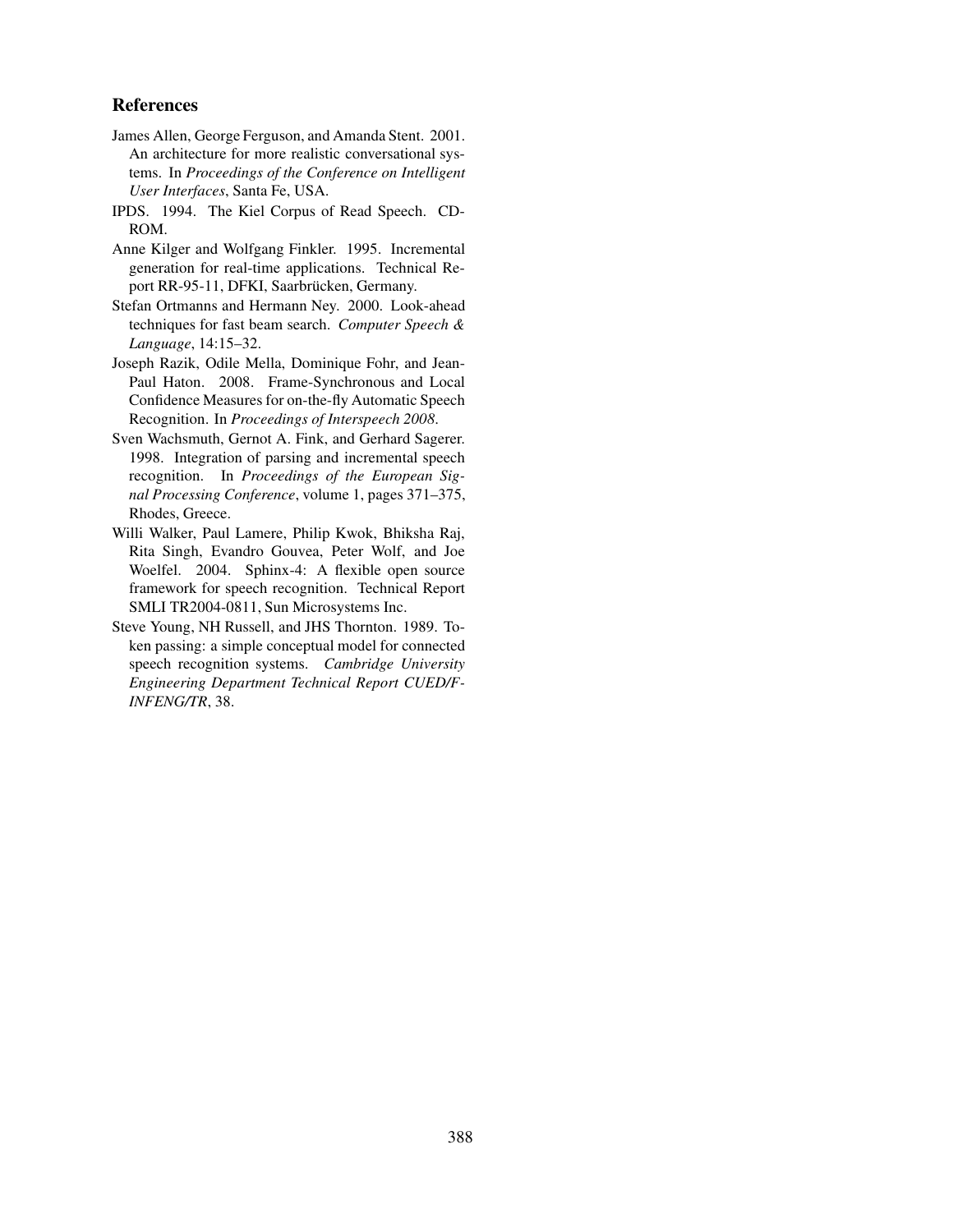## References

James Allen, George Ferguson, and Amanda Stent. 2001. An architecture for more realistic conversational systems. In *Proceedings of the Conference on Intelligent User Interfaces*, Santa Fe, USA.

IPDS. 1994. The Kiel Corpus of Read Speech. CD-ROM.

Anne Kilger and Wolfgang Finkler. 1995. Incremental generation for real-time applications. Technical Report RR-95-11, DFKI, Saarbrücken, Germany.

Stefan Ortmanns and Hermann Ney. 2000. Look-ahead techniques for fast beam search. *Computer Speech & Language*, 14:15–32.

Joseph Razik, Odile Mella, Dominique Fohr, and Jean-Paul Haton. 2008. Frame-Synchronous and Local Confidence Measures for on-the-fly Automatic Speech Recognition. In *Proceedings of Interspeech 2008*.

Sven Wachsmuth, Gernot A. Fink, and Gerhard Sagerer. 1998. Integration of parsing and incremental speech recognition. In *Proceedings of the European Signal Processing Conference*, volume 1, pages 371–375, Rhodes, Greece.

Willi Walker, Paul Lamere, Philip Kwok, Bhiksha Raj, Rita Singh, Evandro Gouvea, Peter Wolf, and Joe Woelfel. 2004. Sphinx-4: A flexible open source framework for speech recognition. Technical Report SMLI TR2004-0811, Sun Microsystems Inc.

Steve Young, NH Russell, and JHS Thornton. 1989. Token passing: a simple conceptual model for connected speech recognition systems. *Cambridge University Engineering Department Technical Report CUED/F-INFENG/TR*, 38.